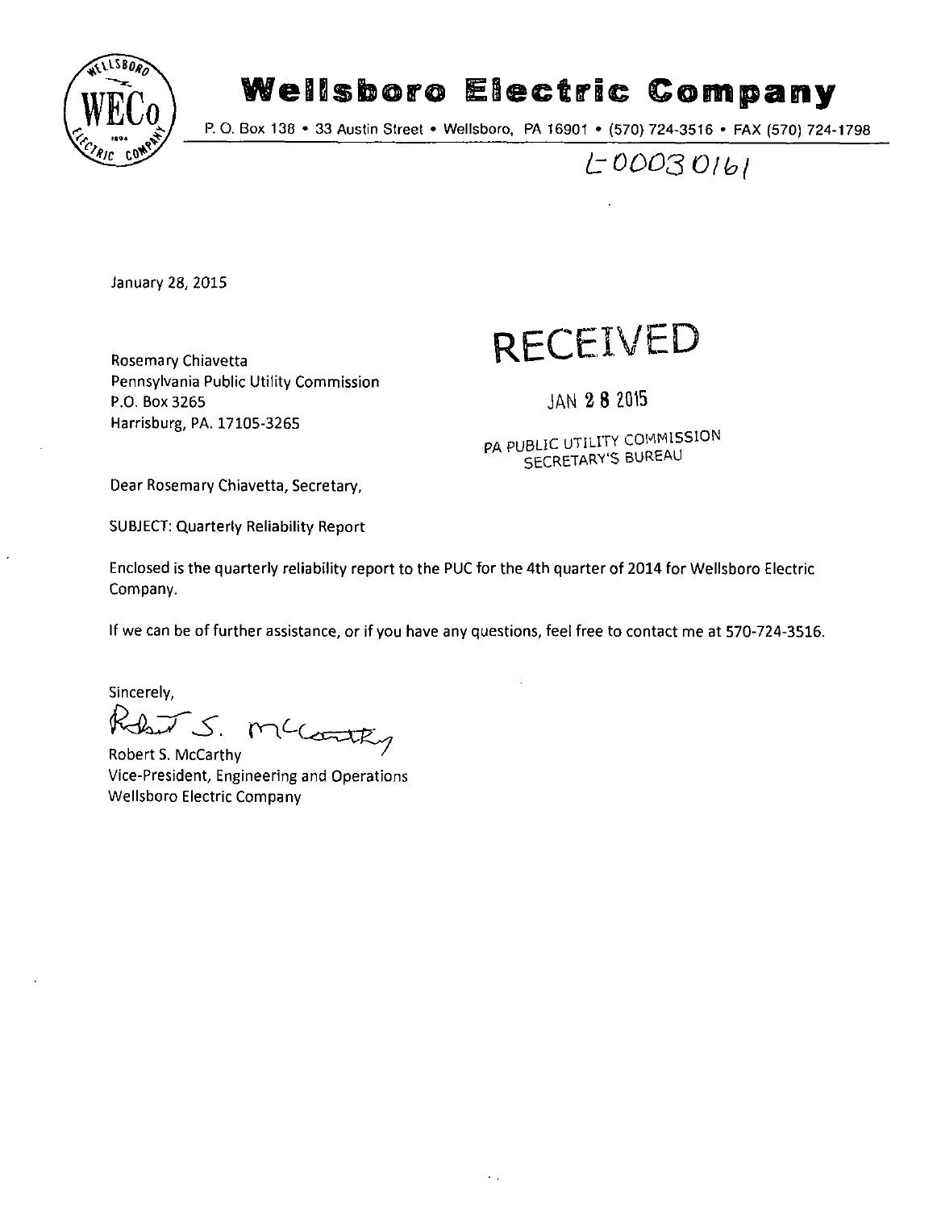# Wellsboro Electric Company

P. O. Box 138 • 33 Austin Street • Wellsboro, PA 16901 • (570) 724-3516 • FAX (570) 724-1798

L-00030161

January 28, 2015

Rosemary Chiavetta
Pennsylvania Public Utility Commission
P.O. Box 3265
Harrisburg, PA. 17105-3265

RECEIVED

JAN 28 2015

PA PUBLIC UTILITY COMMISSION
SECRETARY'S BUREAU

Dear Rosemary Chiavetta, Secretary,

SUBJECT: Quarterly Reliability Report

Enclosed is the quarterly reliability report to the PUC for the 4th quarter of 2014 for Wellsboro Electric Company.

If we can be of further assistance, or if you have any questions, feel free to contact me at 570-724-3516.

Sincerely,

Robert S. McCarthy
Vice-President, Engineering and Operations
Wellsboro Electric Company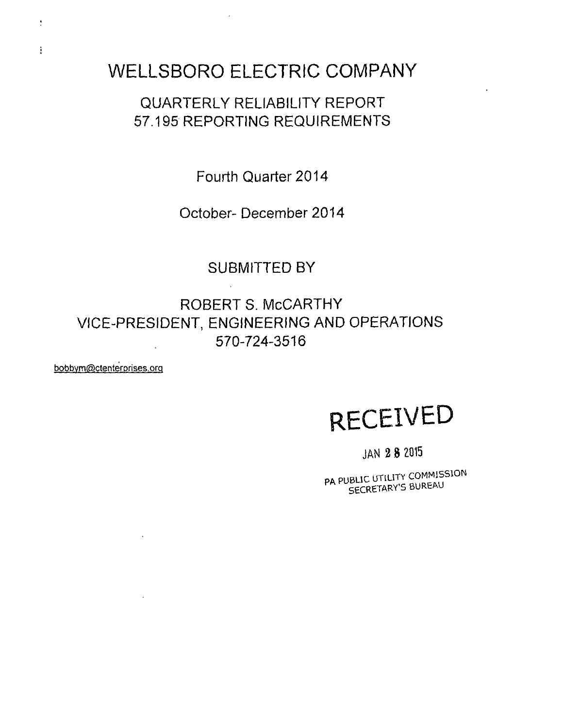# WELLSBORO ELECTRIC COMPANY

## QUARTERLY RELIABILITY REPORT
## 57.195 REPORTING REQUIREMENTS

Fourth Quarter 2014

October- December 2014

SUBMITTED BY

ROBERT S. McCARTHY
VICE-PRESIDENT, ENGINEERING AND OPERATIONS
570-724-3516

bobbym@ctenterprises.org

RECEIVED

JAN 28 2015

PA PUBLIC UTILITY COMMISSION
SECRETARY'S BUREAU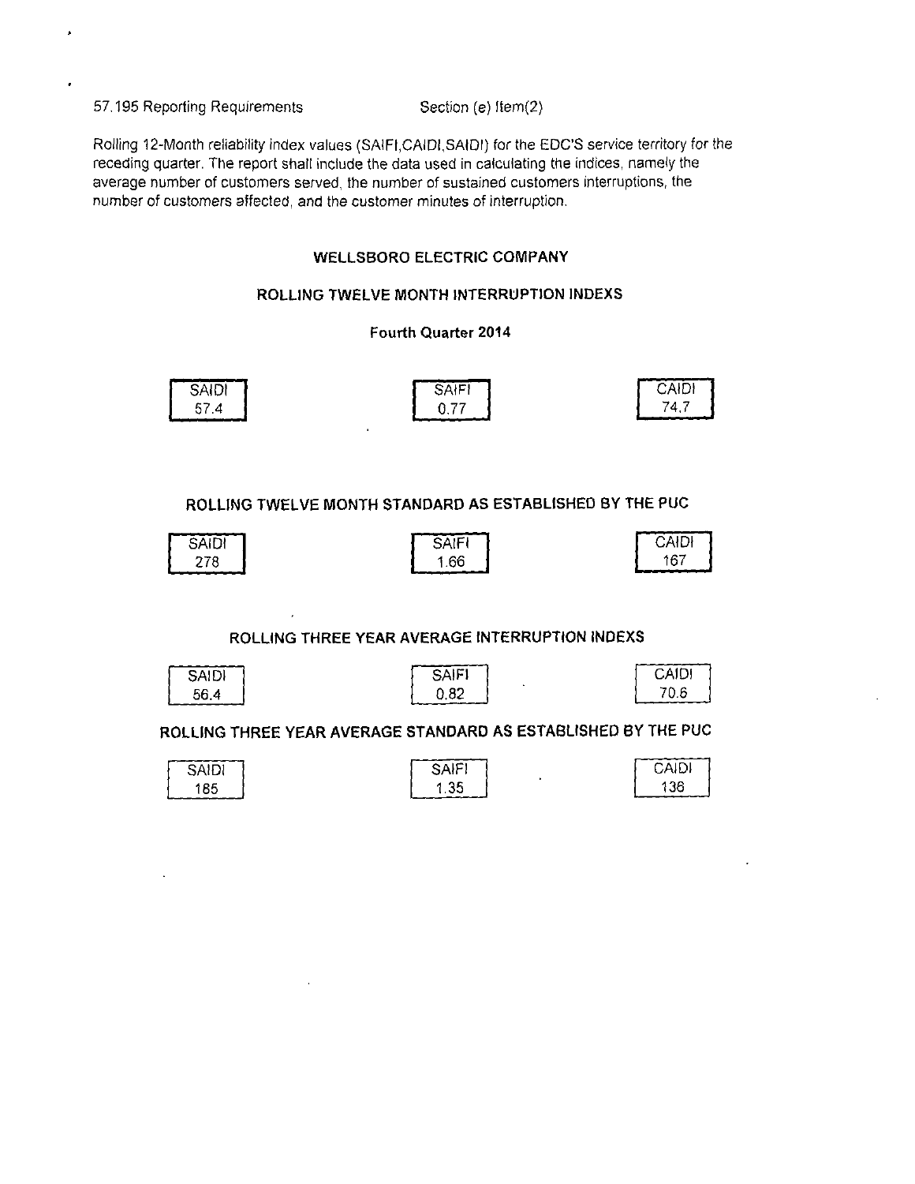57.195 Reporting Requirements Section (e) Item(2)

Rolling 12-Month reliability index values (SAIFI,CAIDI,SAIDI) for the EDC'S service territory for the receding quarter. The report shall include the data used in calculating the indices, namely the average number of customers served, the number of sustained customers interruptions, the number of customers affected, and the customer minutes of interruption.

**WELLSBORO ELECTRIC COMPANY**

**ROLLING TWELVE MONTH INTERRUPTION INDEXS**

**Fourth Quarter 2014**

| SAIDI | SAIFI | CAIDI |
|---|---|---|
| 57.4 | 0.77 | 74.7 |

**ROLLING TWELVE MONTH STANDARD AS ESTABLISHED BY THE PUC**

| SAIDI | SAIFI | CAIDI |
|---|---|---|
| 278 | 1.66 | 167 |

**ROLLING THREE YEAR AVERAGE INTERRUPTION INDEXS**

| SAIDI | SAIFI | CAIDI |
|---|---|---|
| 56.4 | 0.82 | 70.6 |

**ROLLING THREE YEAR AVERAGE STANDARD AS ESTABLISHED BY THE PUC**

| SAIDI | SAIFI | CAIDI |
|---|---|---|
| 185 | 1.35 | 136 |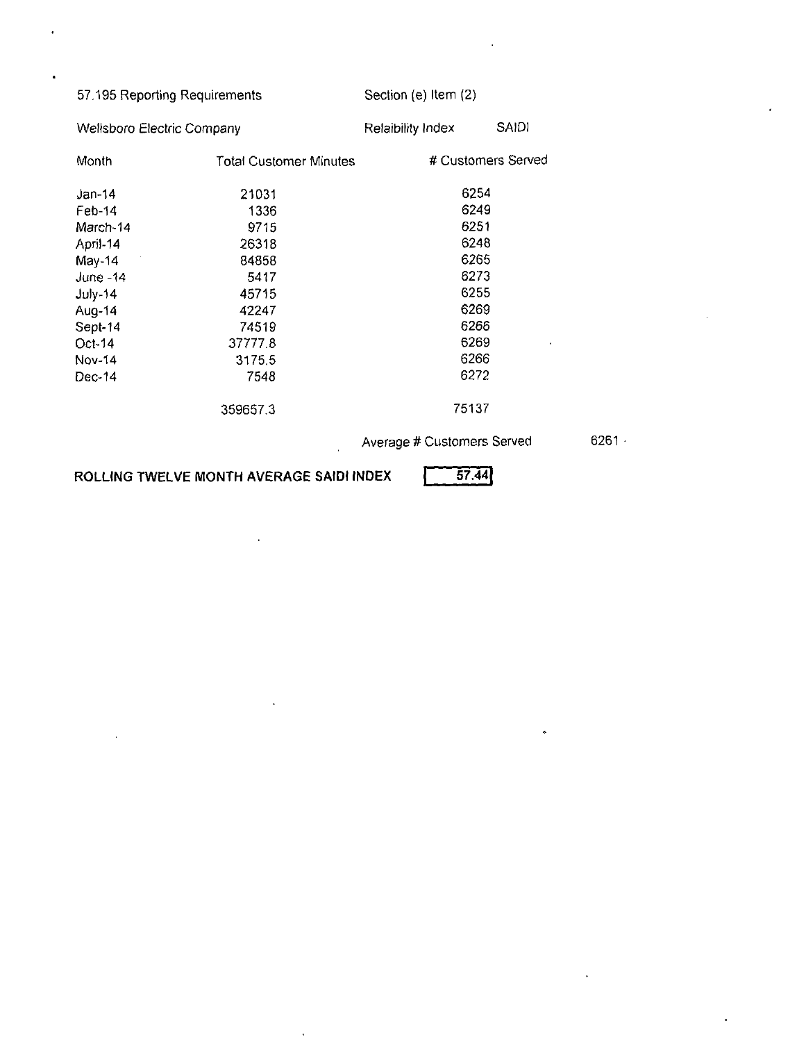57.195 Reporting Requirements Section (e) Item (2)

Wellsboro Electric Company Relaibility Index SAIDI

| Month | Total Customer Minutes | # Customers Served |
|---|---|---|
| Jan-14 | 21031 | 6254 |
| Feb-14 | 1336 | 6249 |
| March-14 | 9715 | 6251 |
| April-14 | 26318 | 6248 |
| May-14 | 84858 | 6265 |
| June -14 | 5417 | 6273 |
| July-14 | 45715 | 6255 |
| Aug-14 | 42247 | 6269 |
| Sept-14 | 74519 | 6266 |
| Oct-14 | 37777.8 | 6269 |
| Nov-14 | 3175.5 | 6266 |
| Dec-14 | 7548 | 6272 |
| | 359657.3 | 75137 |

Average # Customers Served 6261

**ROLLING TWELVE MONTH AVERAGE SAIDI INDEX** 57.44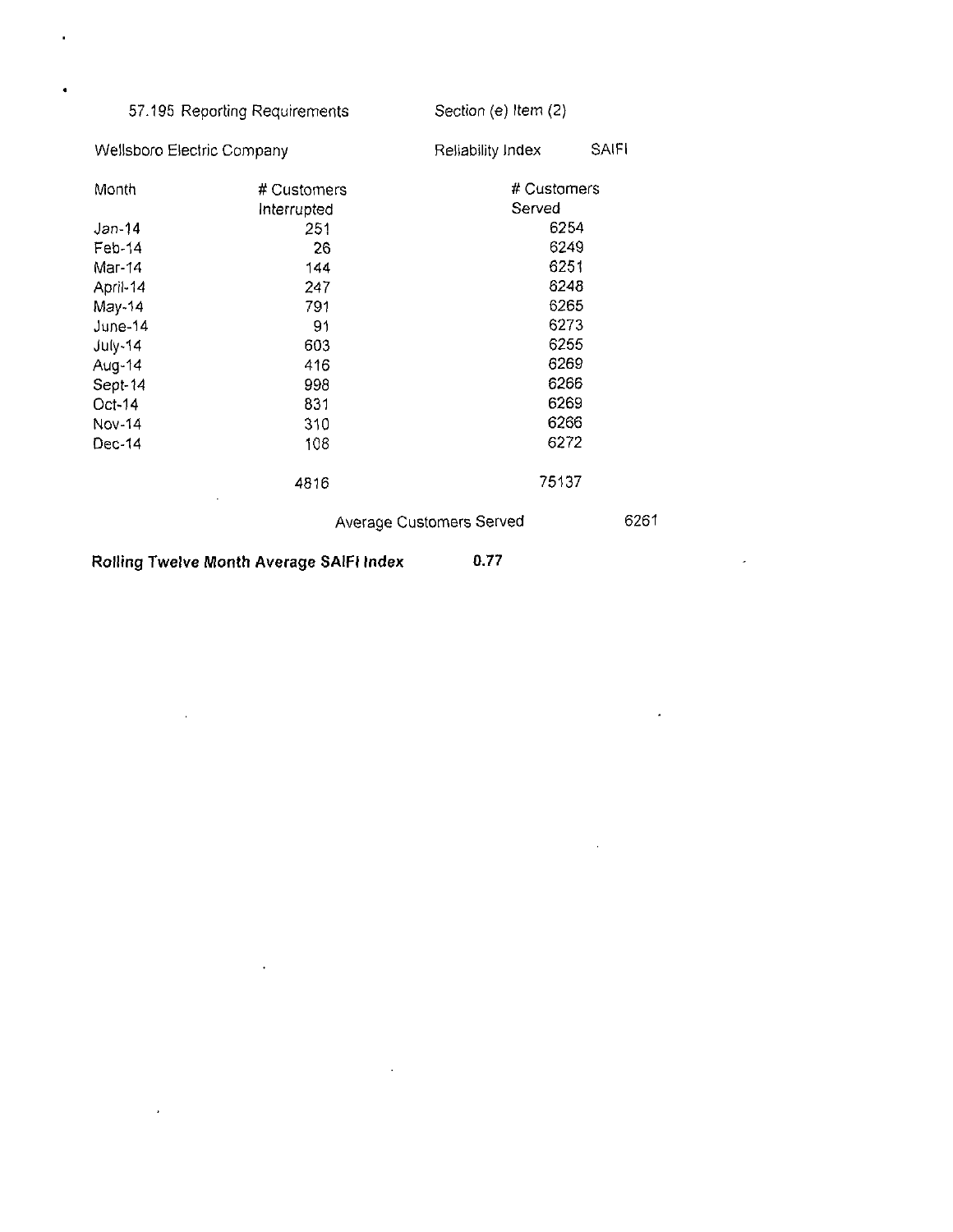57.195 Reporting Requirements — Section (e) Item (2)

Wellsboro Electric Company — Reliability Index SAIFI

| Month | # Customers Interrupted | # Customers Served |
|---|---|---|
| Jan-14 | 251 | 6254 |
| Feb-14 | 26 | 6249 |
| Mar-14 | 144 | 6251 |
| April-14 | 247 | 6248 |
| May-14 | 791 | 6265 |
| June-14 | 91 | 6273 |
| July-14 | 603 | 6255 |
| Aug-14 | 416 | 6269 |
| Sept-14 | 998 | 6266 |
| Oct-14 | 831 | 6269 |
| Nov-14 | 310 | 6266 |
| Dec-14 | 108 | 6272 |
| | 4816 | 75137 |

Average Customers Served 6261

**Rolling Twelve Month Average SAIFI Index 0.77**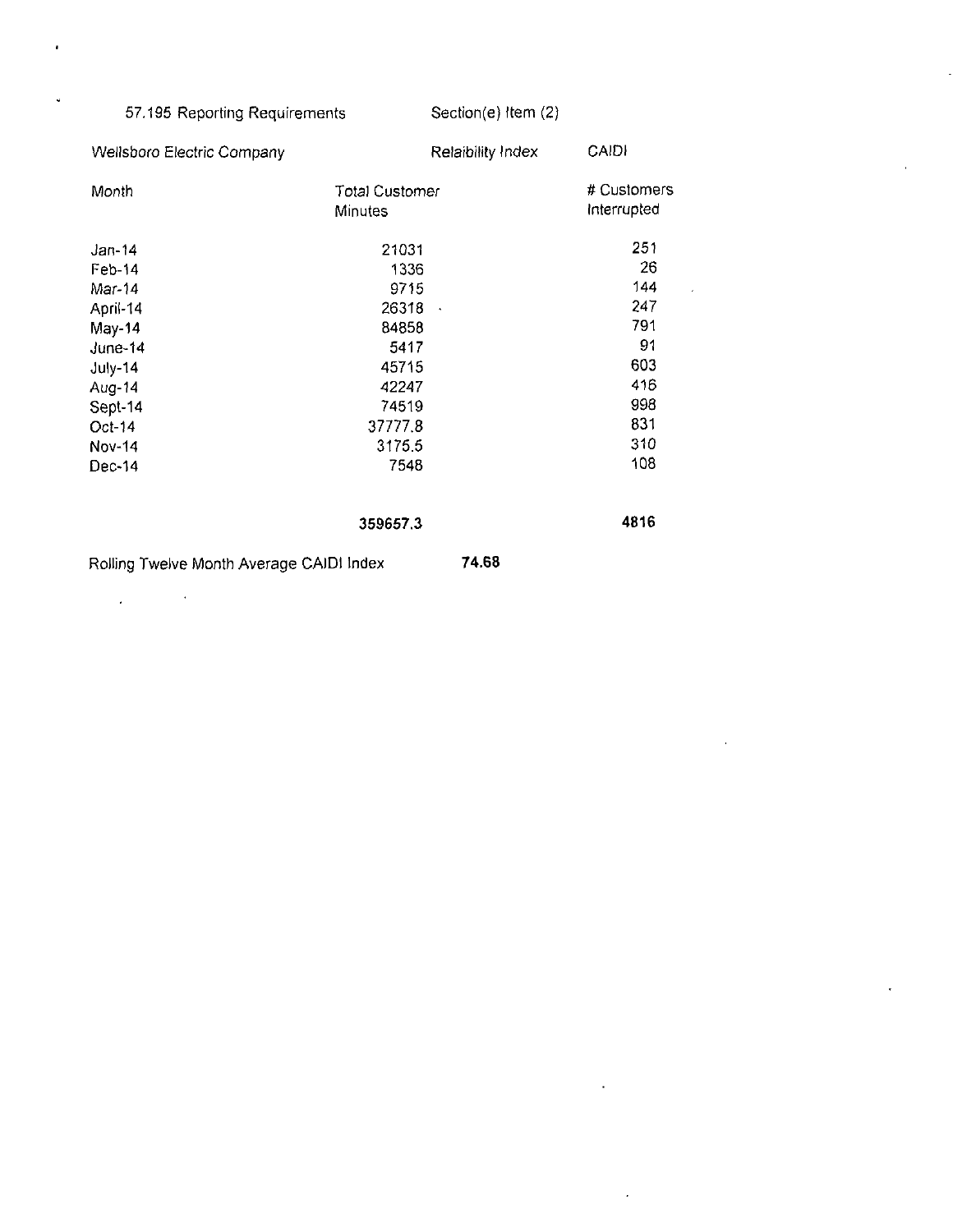57.195 Reporting Requirements　　Section(e) Item (2)

| Wellsboro Electric Company | Relaibility Index | CAIDI |
|---|---|---|
| Month | Total Customer Minutes | # Customers Interrupted |
| Jan-14 | 21031 | 251 |
| Feb-14 | 1336 | 26 |
| Mar-14 | 9715 | 144 |
| April-14 | 26318 | 247 |
| May-14 | 84858 | 791 |
| June-14 | 5417 | 91 |
| July-14 | 45715 | 603 |
| Aug-14 | 42247 | 416 |
| Sept-14 | 74519 | 998 |
| Oct-14 | 37777.8 | 831 |
| Nov-14 | 3175.5 | 310 |
| Dec-14 | 7548 | 108 |
| | **359657.3** | **4816** |

Rolling Twelve Month Average CAIDI Index　　**74.68**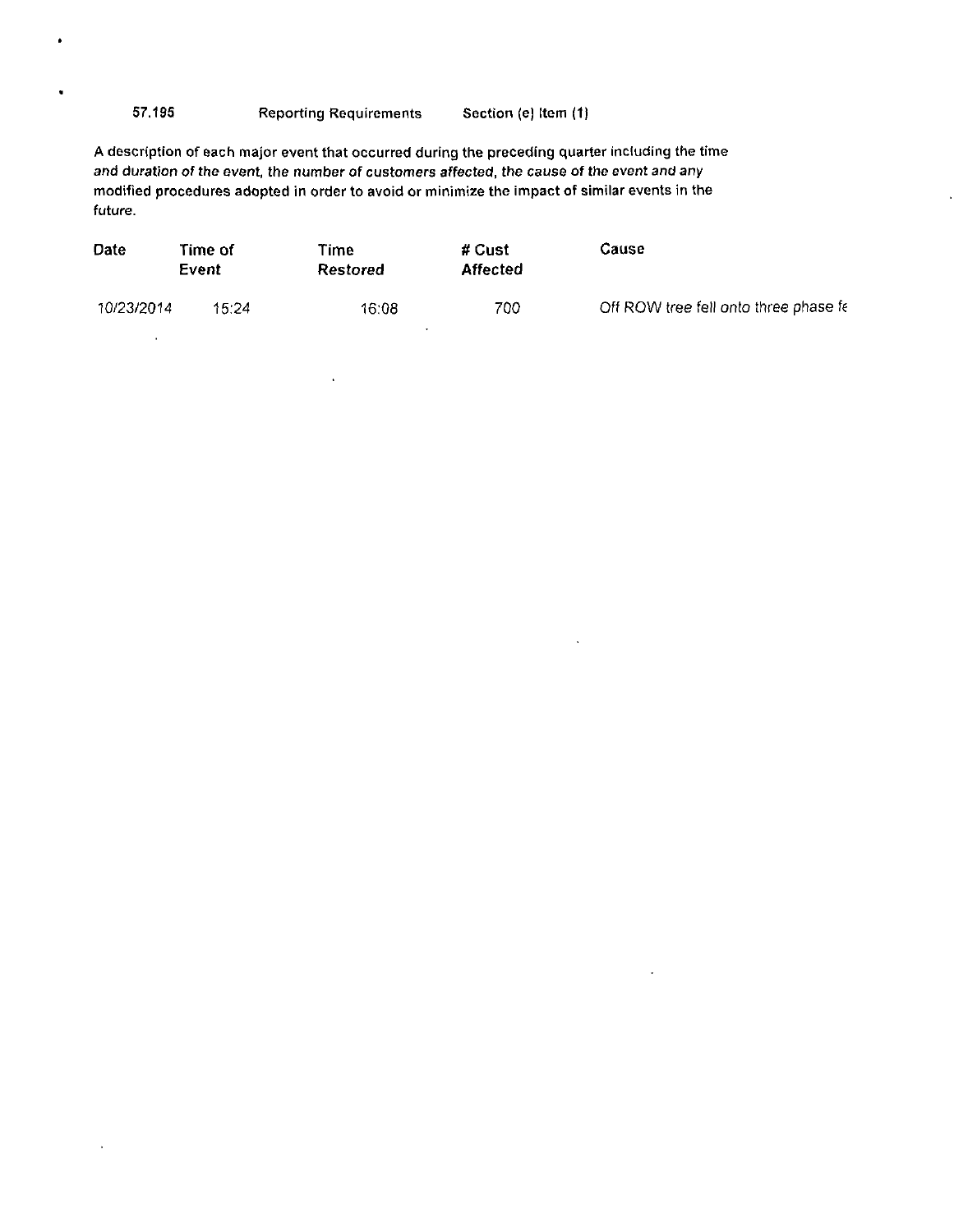**57.195** Reporting Requirements Section (e) Item (1)

A description of each major event that occurred during the preceding quarter including the time and duration of the event, the number of customers affected, the cause of the event and any modified procedures adopted in order to avoid or minimize the impact of similar events in the future.

| Date | Time of Event | Time Restored | # Cust Affected | Cause |
|---|---|---|---|---|
| 10/23/2014 | 15:24 | 16:08 | 700 | Off ROW tree fell onto three phase fe |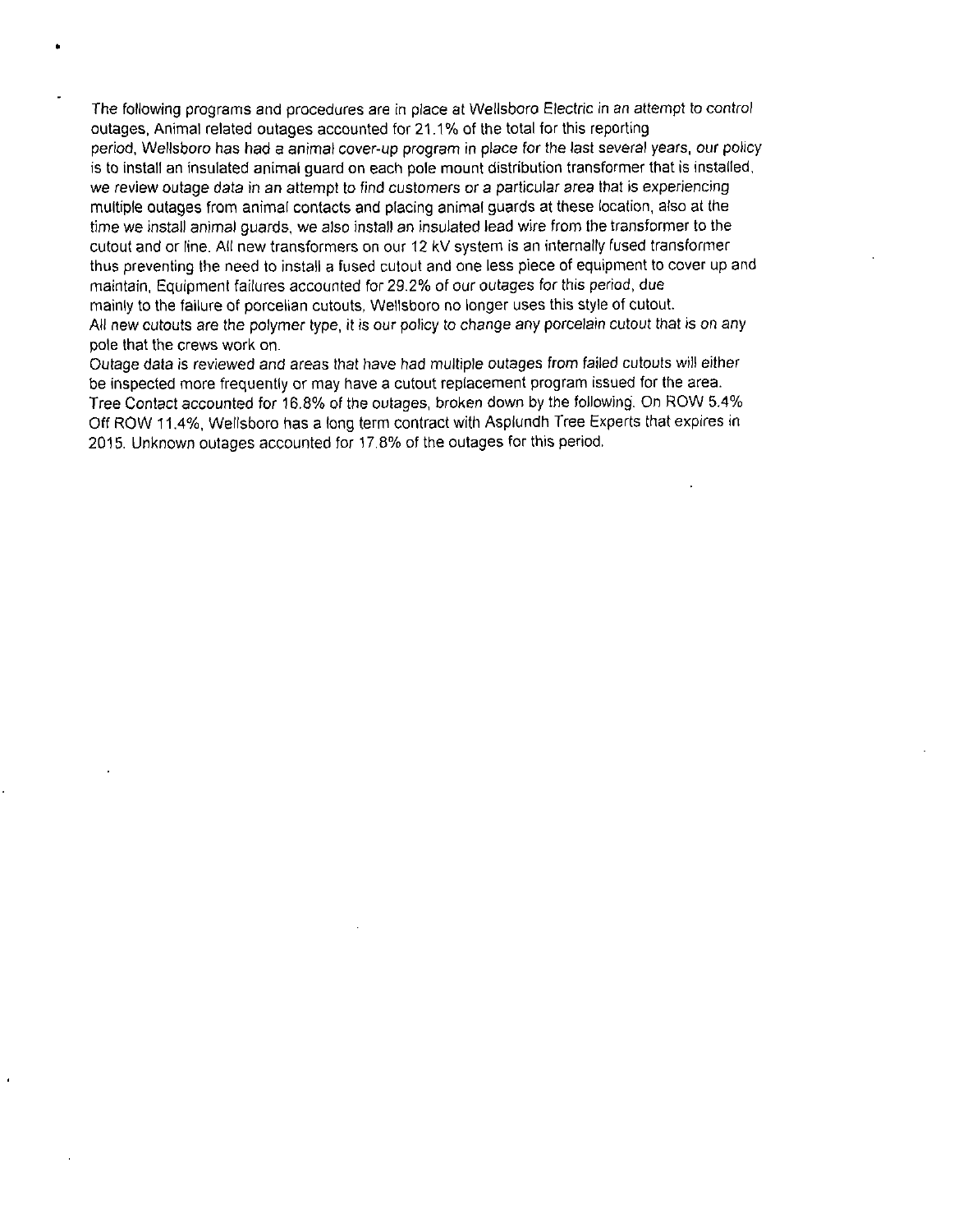The following programs and procedures are in place at Wellsboro Electric in an attempt to control outages, Animal related outages accounted for 21.1% of the total for this reporting period, Wellsboro has had a animal cover-up program in place for the last several years, our policy is to install an insulated animal guard on each pole mount distribution transformer that is installed, we review outage data in an attempt to find customers or a particular area that is experiencing multiple outages from animal contacts and placing animal guards at these location, also at the time we install animal guards, we also install an insulated lead wire from the transformer to the cutout and or line. All new transformers on our 12 kV system is an internally fused transformer thus preventing the need to install a fused cutout and one less piece of equipment to cover up and maintain, Equipment failures accounted for 29.2% of our outages for this period, due mainly to the failure of porcelian cutouts, Wellsboro no longer uses this style of cutout. All new cutouts are the polymer type, it is our policy to change any porcelain cutout that is on any pole that the crews work on.

Outage data is reviewed and areas that have had multiple outages from failed cutouts will either be inspected more frequently or may have a cutout replacement program issued for the area. Tree Contact accounted for 16.8% of the outages, broken down by the following. On ROW 5.4% Off ROW 11.4%, Wellsboro has a long term contract with Asplundh Tree Experts that expires in 2015. Unknown outages accounted for 17.8% of the outages for this period.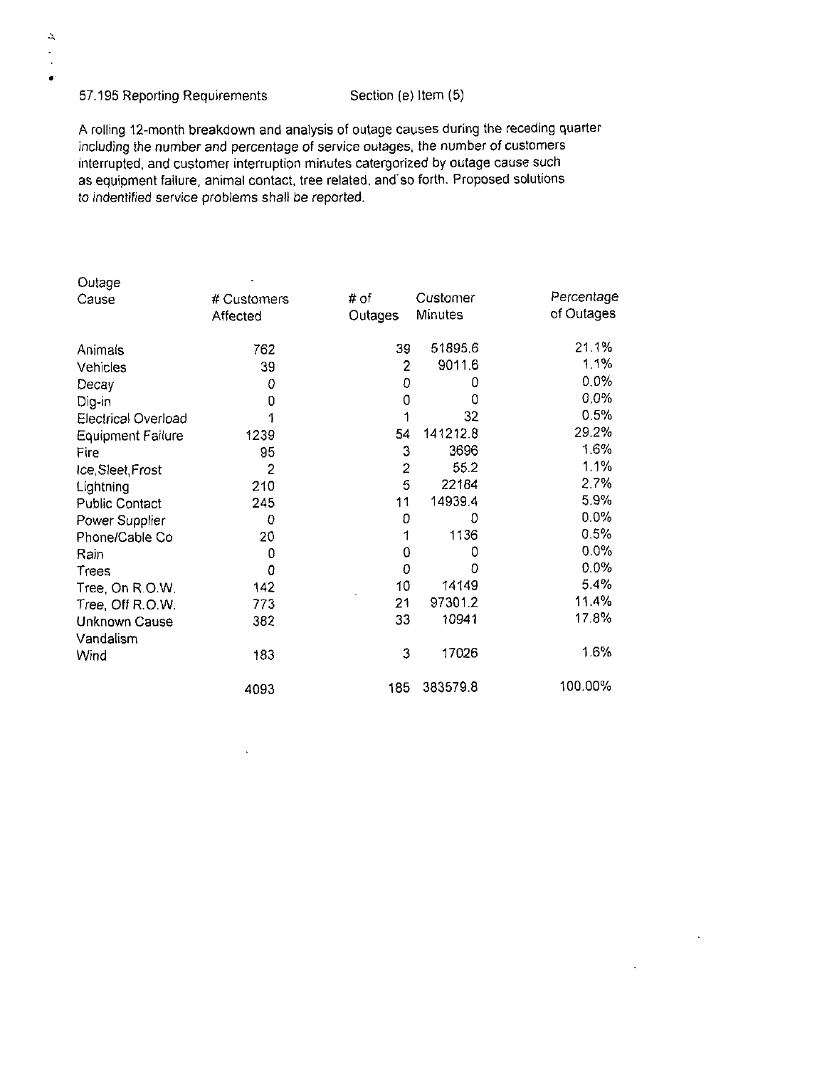57.195 Reporting Requirements Section (e) Item (5)

A rolling 12-month breakdown and analysis of outage causes during the receding quarter including the number and percentage of service outages, the number of customers interrupted, and customer interruption minutes catergorized by outage cause such as equipment failure, animal contact, tree related, and so forth. Proposed solutions to indentified service problems shall be reported.

| Outage Cause | # Customers Affected | # of Outages | Customer Minutes | Percentage of Outages |
|---|---|---|---|---|
| Animals | 762 | 39 | 51895.6 | 21.1% |
| Vehicles | 39 | 2 | 9011.6 | 1.1% |
| Decay | 0 | 0 | 0 | 0.0% |
| Dig-in | 0 | 0 | 0 | 0.0% |
| Electrical Overload | 1 | 1 | 32 | 0.5% |
| Equipment Failure | 1239 | 54 | 141212.8 | 29.2% |
| Fire | 95 | 3 | 3696 | 1.6% |
| Ice,Sleet,Frost | 2 | 2 | 55.2 | 1.1% |
| Lightning | 210 | 5 | 22184 | 2.7% |
| Public Contact | 245 | 11 | 14939.4 | 5.9% |
| Power Supplier | 0 | 0 | 0 | 0.0% |
| Phone/Cable Co | 20 | 1 | 1136 | 0.5% |
| Rain | 0 | 0 | 0 | 0.0% |
| Trees | 0 | 0 | 0 | 0.0% |
| Tree, On R.O.W. | 142 | 10 | 14149 | 5.4% |
| Tree, Off R.O.W. | 773 | 21 | 97301.2 | 11.4% |
| Unknown Cause | 382 | 33 | 10941 | 17.8% |
| Vandalism | | | | |
| Wind | 183 | 3 | 17026 | 1.6% |
| | 4093 | 185 | 383579.8 | 100.00% |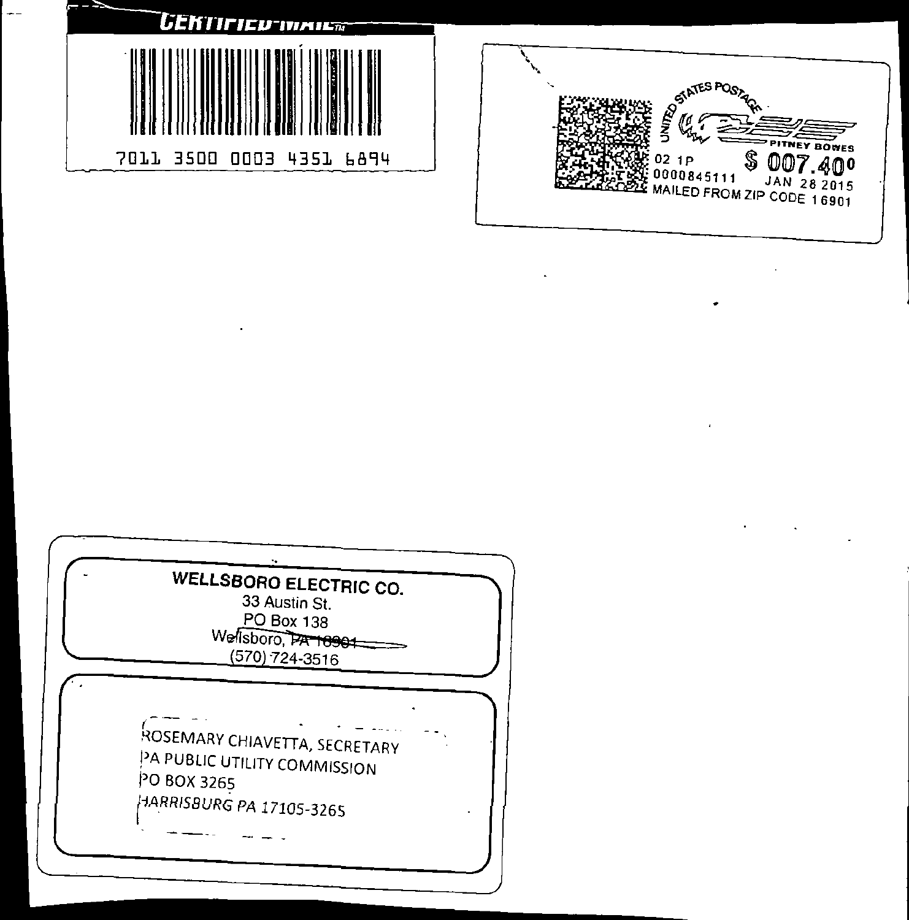CERTIFIED MAIL™

7011 3500 0003 4351 6894

UNITED STATES POSTAGE

PITNEY BOWES

02 1P
0000845111
$ 007.40[0]
JAN 28 2015
MAILED FROM ZIP CODE 16901

**WELLSBORO ELECTRIC CO.**
33 Austin St.
PO Box 138
Wellsboro, PA ~~16901~~
(570) 724-3516

ROSEMARY CHIAVETTA, SECRETARY
PA PUBLIC UTILITY COMMISSION
PO BOX 3265
HARRISBURG PA 17105-3265